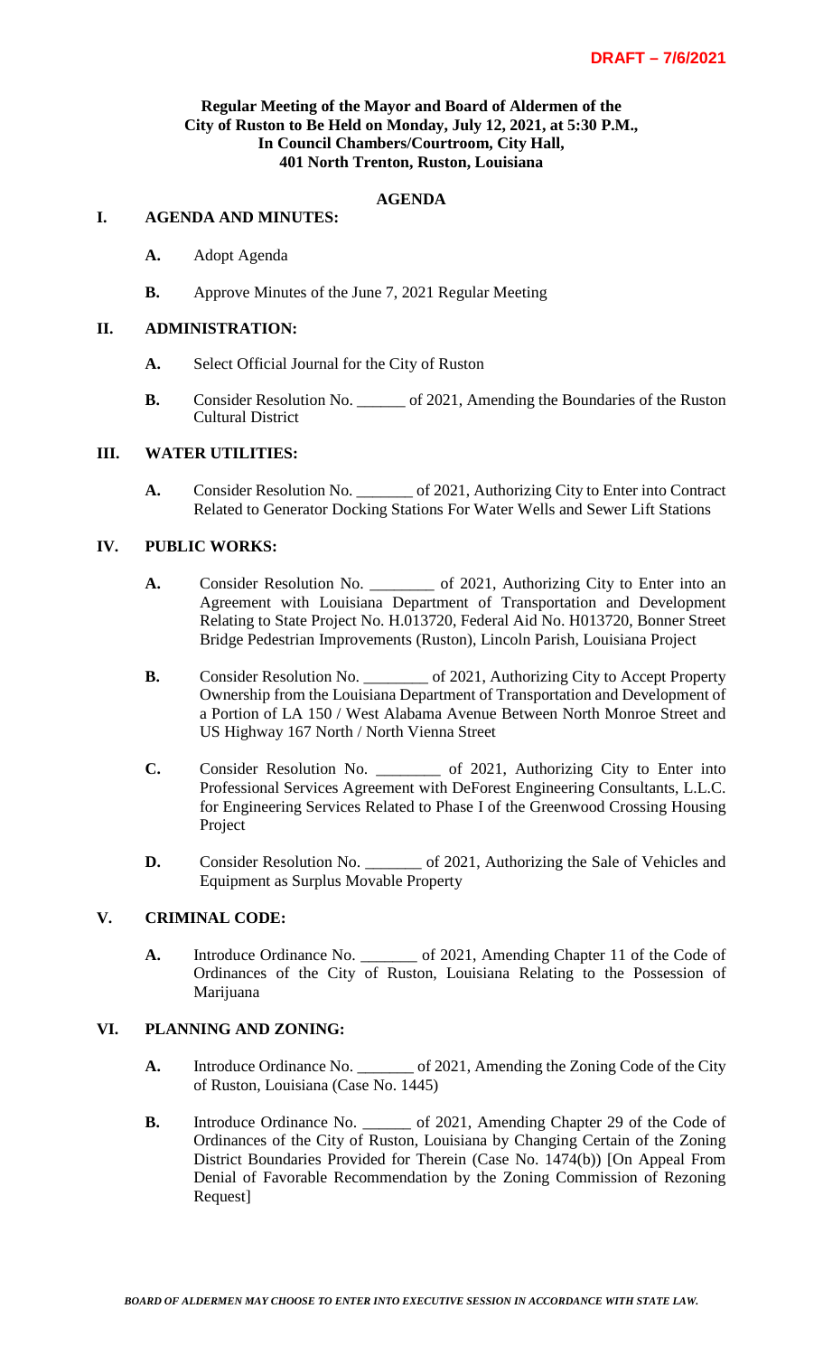**DRAFT – 7/6/2021**

**Regular Meeting of the Mayor and Board of Aldermen of the City of Ruston to Be Held on Monday, July 12, 2021, at 5:30 P.M., In Council Chambers/Courtroom, City Hall, 401 North Trenton, Ruston, Louisiana**

**AGENDA**

## I. AGENDA AND MINUTES:

**A.** Adopt Agenda

**B.** Approve Minutes of the June 7, 2021 Regular Meeting

## II. ADMINISTRATION:

**A.** Select Official Journal for the City of Ruston

**B.** Consider Resolution No. ______ of 2021, Amending the Boundaries of the Ruston Cultural District

## III. WATER UTILITIES:

**A.** Consider Resolution No. _______ of 2021, Authorizing City to Enter into Contract Related to Generator Docking Stations For Water Wells and Sewer Lift Stations

## IV. PUBLIC WORKS:

**A.** Consider Resolution No. ________ of 2021, Authorizing City to Enter into an Agreement with Louisiana Department of Transportation and Development Relating to State Project No. H.013720, Federal Aid No. H013720, Bonner Street Bridge Pedestrian Improvements (Ruston), Lincoln Parish, Louisiana Project

**B.** Consider Resolution No. ________ of 2021, Authorizing City to Accept Property Ownership from the Louisiana Department of Transportation and Development of a Portion of LA 150 / West Alabama Avenue Between North Monroe Street and US Highway 167 North / North Vienna Street

**C.** Consider Resolution No. ________ of 2021, Authorizing City to Enter into Professional Services Agreement with DeForest Engineering Consultants, L.L.C. for Engineering Services Related to Phase I of the Greenwood Crossing Housing Project

**D.** Consider Resolution No. _______ of 2021, Authorizing the Sale of Vehicles and Equipment as Surplus Movable Property

## V. CRIMINAL CODE:

**A.** Introduce Ordinance No. _______ of 2021, Amending Chapter 11 of the Code of Ordinances of the City of Ruston, Louisiana Relating to the Possession of Marijuana

## VI. PLANNING AND ZONING:

**A.** Introduce Ordinance No. _______ of 2021, Amending the Zoning Code of the City of Ruston, Louisiana (Case No. 1445)

**B.** Introduce Ordinance No. ______ of 2021, Amending Chapter 29 of the Code of Ordinances of the City of Ruston, Louisiana by Changing Certain of the Zoning District Boundaries Provided for Therein (Case No. 1474(b)) [On Appeal From Denial of Favorable Recommendation by the Zoning Commission of Rezoning Request]

***BOARD OF ALDERMEN MAY CHOOSE TO ENTER INTO EXECUTIVE SESSION IN ACCORDANCE WITH STATE LAW.***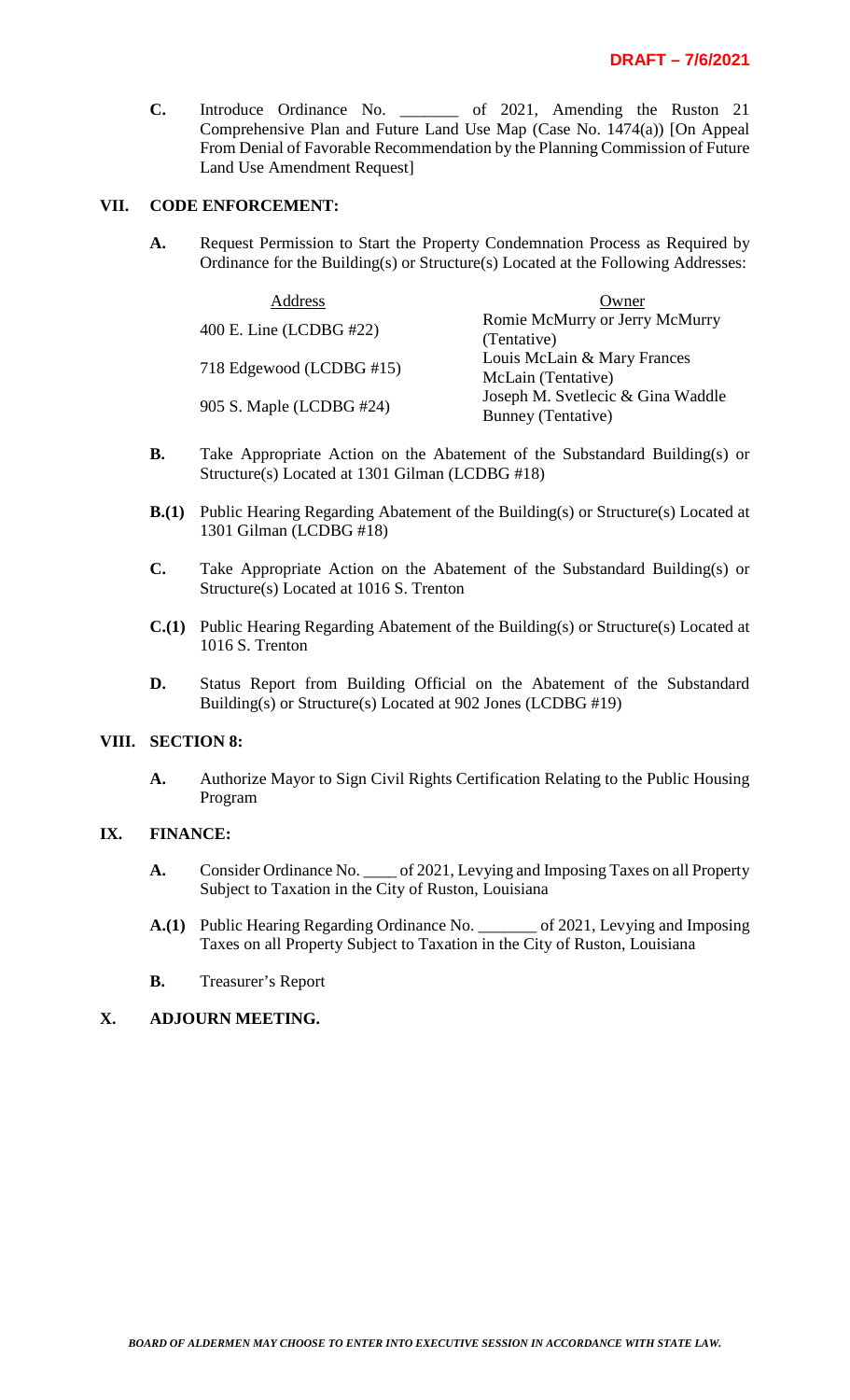**DRAFT – 7/6/2021**

**C.** Introduce Ordinance No. _______ of 2021, Amending the Ruston 21 Comprehensive Plan and Future Land Use Map (Case No. 1474(a)) [On Appeal From Denial of Favorable Recommendation by the Planning Commission of Future Land Use Amendment Request]

## VII. CODE ENFORCEMENT:

**A.** Request Permission to Start the Property Condemnation Process as Required by Ordinance for the Building(s) or Structure(s) Located at the Following Addresses:

| Address | Owner |
|---|---|
| 400 E. Line (LCDBG #22) | Romie McMurry or Jerry McMurry (Tentative) |
| 718 Edgewood (LCDBG #15) | Louis McLain & Mary Frances McLain (Tentative) |
| 905 S. Maple (LCDBG #24) | Joseph M. Svetlecic & Gina Waddle Bunney (Tentative) |

**B.** Take Appropriate Action on the Abatement of the Substandard Building(s) or Structure(s) Located at 1301 Gilman (LCDBG #18)

**B.(1)** Public Hearing Regarding Abatement of the Building(s) or Structure(s) Located at 1301 Gilman (LCDBG #18)

**C.** Take Appropriate Action on the Abatement of the Substandard Building(s) or Structure(s) Located at 1016 S. Trenton

**C.(1)** Public Hearing Regarding Abatement of the Building(s) or Structure(s) Located at 1016 S. Trenton

**D.** Status Report from Building Official on the Abatement of the Substandard Building(s) or Structure(s) Located at 902 Jones (LCDBG #19)

## VIII. SECTION 8:

**A.** Authorize Mayor to Sign Civil Rights Certification Relating to the Public Housing Program

## IX. FINANCE:

**A.** Consider Ordinance No. ____ of 2021, Levying and Imposing Taxes on all Property Subject to Taxation in the City of Ruston, Louisiana

**A.(1)** Public Hearing Regarding Ordinance No. _______ of 2021, Levying and Imposing Taxes on all Property Subject to Taxation in the City of Ruston, Louisiana

**B.** Treasurer's Report

## X. ADJOURN MEETING.

***BOARD OF ALDERMEN MAY CHOOSE TO ENTER INTO EXECUTIVE SESSION IN ACCORDANCE WITH STATE LAW.***